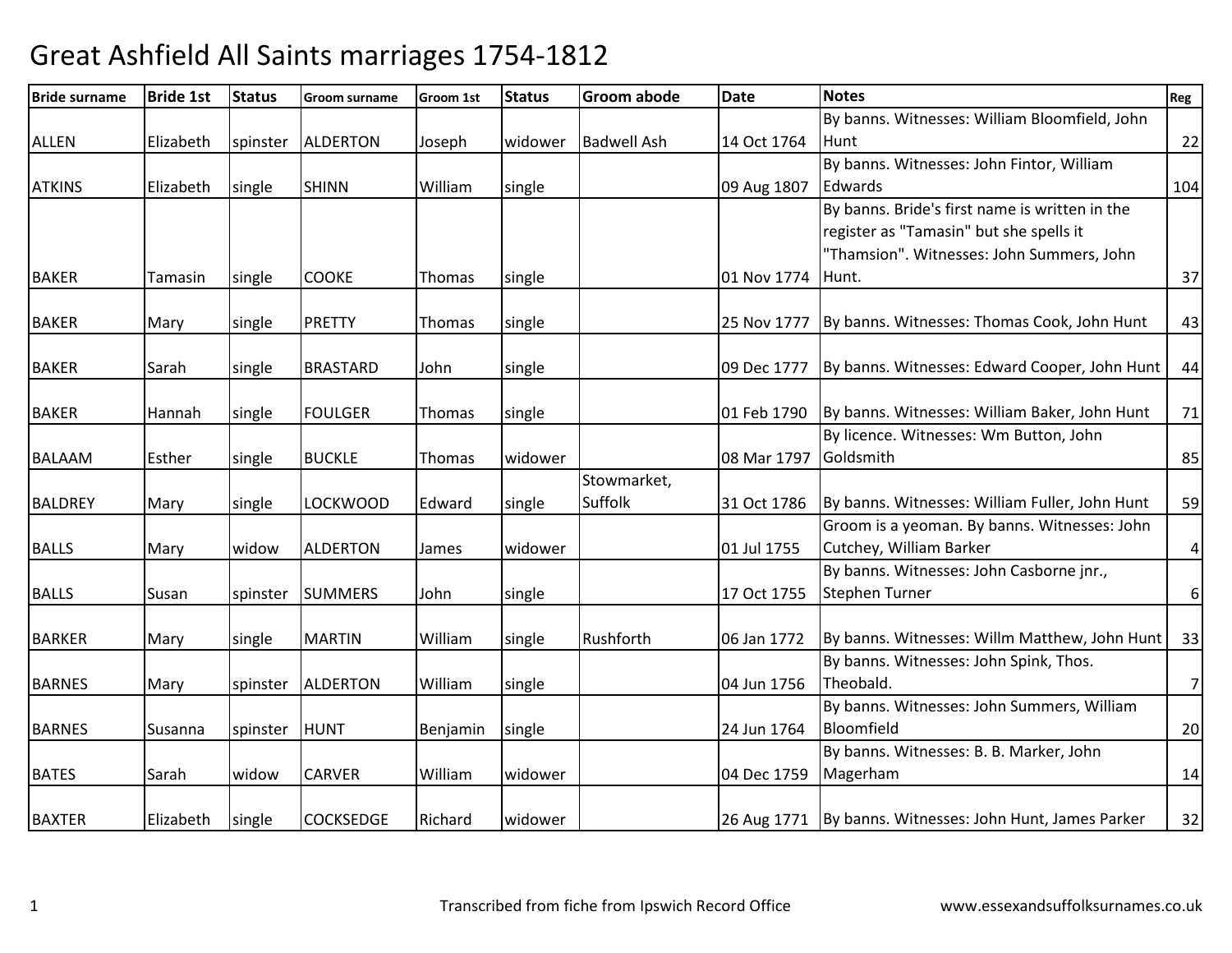# Great Ashfield All Saints marriages 1754-1812

| Bride surname | Bride 1st | Status | Groom surname | Groom 1st | Status | Groom abode | Date | Notes | Reg |
|---|---|---|---|---|---|---|---|---|---|
| ALLEN | Elizabeth | spinster | ALDERTON | Joseph | widower | Badwell Ash | 14 Oct 1764 | By banns. Witnesses: William Bloomfield, John Hunt | 22 |
| ATKINS | Elizabeth | single | SHINN | William | single | | 09 Aug 1807 | By banns. Witnesses: John Fintor, William Edwards | 104 |
| BAKER | Tamasin | single | COOKE | Thomas | single | | 01 Nov 1774 | By banns. Bride's first name is written in the register as "Tamasin" but she spells it "Thamsion". Witnesses: John Summers, John Hunt. | 37 |
| BAKER | Mary | single | PRETTY | Thomas | single | | 25 Nov 1777 | By banns. Witnesses: Thomas Cook, John Hunt | 43 |
| BAKER | Sarah | single | BRASTARD | John | single | | 09 Dec 1777 | By banns. Witnesses: Edward Cooper, John Hunt | 44 |
| BAKER | Hannah | single | FOULGER | Thomas | single | | 01 Feb 1790 | By banns. Witnesses: William Baker, John Hunt | 71 |
| BALAAM | Esther | single | BUCKLE | Thomas | widower | | 08 Mar 1797 | By licence. Witnesses: Wm Button, John Goldsmith | 85 |
| BALDREY | Mary | single | LOCKWOOD | Edward | single | Stowmarket, Suffolk | 31 Oct 1786 | By banns. Witnesses: William Fuller, John Hunt | 59 |
| BALLS | Mary | widow | ALDERTON | James | widower | | 01 Jul 1755 | Groom is a yeoman. By banns. Witnesses: John Cutchey, William Barker | 4 |
| BALLS | Susan | spinster | SUMMERS | John | single | | 17 Oct 1755 | By banns. Witnesses: John Casborne jnr., Stephen Turner | 6 |
| BARKER | Mary | single | MARTIN | William | single | Rushforth | 06 Jan 1772 | By banns. Witnesses: Willm Matthew, John Hunt | 33 |
| BARNES | Mary | spinster | ALDERTON | William | single | | 04 Jun 1756 | By banns. Witnesses: John Spink, Thos. Theobald. | 7 |
| BARNES | Susanna | spinster | HUNT | Benjamin | single | | 24 Jun 1764 | By banns. Witnesses: John Summers, William Bloomfield | 20 |
| BATES | Sarah | widow | CARVER | William | widower | | 04 Dec 1759 | By banns. Witnesses: B. B. Marker, John Magerham | 14 |
| BAXTER | Elizabeth | single | COCKSEDGE | Richard | widower | | 26 Aug 1771 | By banns. Witnesses: John Hunt, James Parker | 32 |

Transcribed from fiche from Ipswich Record Office

www.essexandsuffolksurnames.co.uk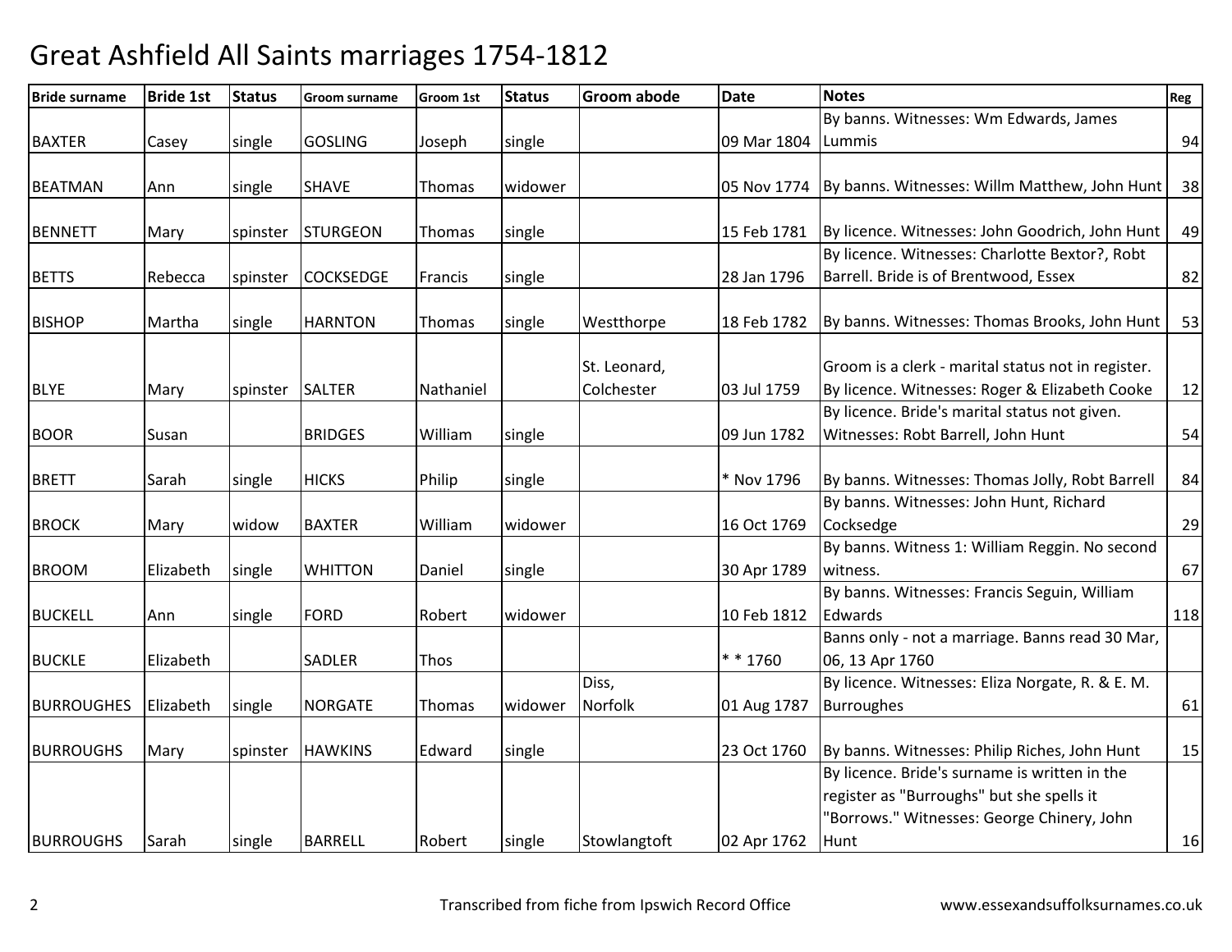# Great Ashfield All Saints marriages 1754-1812

| Bride surname | Bride 1st | Status | Groom surname | Groom 1st | Status | Groom abode | Date | Notes | Reg |
|---|---|---|---|---|---|---|---|---|---|
| BAXTER | Casey | single | GOSLING | Joseph | single | | 09 Mar 1804 | By banns. Witnesses: Wm Edwards, James Lummis | 94 |
| BEATMAN | Ann | single | SHAVE | Thomas | widower | | 05 Nov 1774 | By banns. Witnesses: Willm Matthew, John Hunt | 38 |
| BENNETT | Mary | spinster | STURGEON | Thomas | single | | 15 Feb 1781 | By licence. Witnesses: John Goodrich, John Hunt | 49 |
| BETTS | Rebecca | spinster | COCKSEDGE | Francis | single | | 28 Jan 1796 | By licence. Witnesses: Charlotte Bextor?, Robt Barrell. Bride is of Brentwood, Essex | 82 |
| BISHOP | Martha | single | HARNTON | Thomas | single | Westthorpe | 18 Feb 1782 | By banns. Witnesses: Thomas Brooks, John Hunt | 53 |
| BLYE | Mary | spinster | SALTER | Nathaniel | | St. Leonard, Colchester | 03 Jul 1759 | Groom is a clerk - marital status not in register. By licence. Witnesses: Roger & Elizabeth Cooke | 12 |
| BOOR | Susan | | BRIDGES | William | single | | 09 Jun 1782 | By licence. Bride's marital status not given. Witnesses: Robt Barrell, John Hunt | 54 |
| BRETT | Sarah | single | HICKS | Philip | single | | * Nov 1796 | By banns. Witnesses: Thomas Jolly, Robt Barrell | 84 |
| BROCK | Mary | widow | BAXTER | William | widower | | 16 Oct 1769 | By banns. Witnesses: John Hunt, Richard Cocksedge | 29 |
| BROOM | Elizabeth | single | WHITTON | Daniel | single | | 30 Apr 1789 | By banns. Witness 1: William Reggin. No second witness. | 67 |
| BUCKELL | Ann | single | FORD | Robert | widower | | 10 Feb 1812 | By banns. Witnesses: Francis Seguin, William Edwards | 118 |
| BUCKLE | Elizabeth | | SADLER | Thos | | | * * 1760 | Banns only - not a marriage. Banns read 30 Mar, 06, 13 Apr 1760 | |
| BURROUGHES | Elizabeth | single | NORGATE | Thomas | widower | Diss, Norfolk | 01 Aug 1787 | By licence. Witnesses: Eliza Norgate, R. & E. M. Burroughes | 61 |
| BURROUGHS | Mary | spinster | HAWKINS | Edward | single | | 23 Oct 1760 | By banns. Witnesses: Philip Riches, John Hunt | 15 |
| BURROUGHS | Sarah | single | BARRELL | Robert | single | Stowlangtoft | 02 Apr 1762 | By licence. Bride's surname is written in the register as "Burroughs" but she spells it "Borrows." Witnesses: George Chinery, John Hunt | 16 |

Transcribed from fiche from Ipswich Record Office

www.essexandsuffolksurnames.co.uk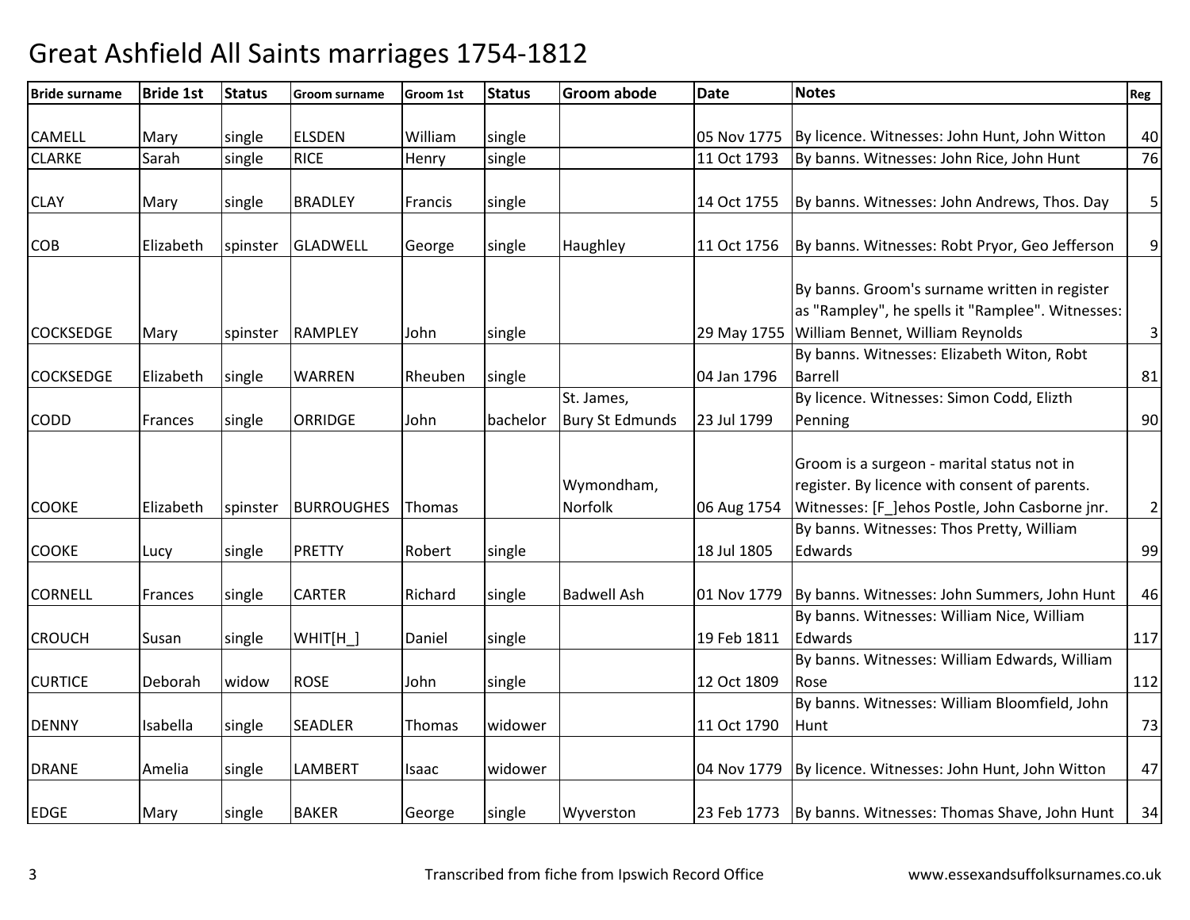# Great Ashfield All Saints marriages 1754-1812

| Bride surname | Bride 1st | Status | Groom surname | Groom 1st | Status | Groom abode | Date | Notes | Reg |
|---|---|---|---|---|---|---|---|---|---|
| CAMELL | Mary | single | ELSDEN | William | single | | 05 Nov 1775 | By licence. Witnesses: John Hunt, John Witton | 40 |
| CLARKE | Sarah | single | RICE | Henry | single | | 11 Oct 1793 | By banns. Witnesses: John Rice, John Hunt | 76 |
| CLAY | Mary | single | BRADLEY | Francis | single | | 14 Oct 1755 | By banns. Witnesses: John Andrews, Thos. Day | 5 |
| COB | Elizabeth | spinster | GLADWELL | George | single | Haughley | 11 Oct 1756 | By banns. Witnesses: Robt Pryor, Geo Jefferson | 9 |
| COCKSEDGE | Mary | spinster | RAMPLEY | John | single | | 29 May 1755 | By banns. Groom's surname written in register as "Rampley", he spells it "Ramplee". Witnesses: William Bennet, William Reynolds | 3 |
| COCKSEDGE | Elizabeth | single | WARREN | Rheuben | single | | 04 Jan 1796 | By banns. Witnesses: Elizabeth Witon, Robt Barrell | 81 |
| CODD | Frances | single | ORRIDGE | John | bachelor | St. James, Bury St Edmunds | 23 Jul 1799 | By licence. Witnesses: Simon Codd, Elizth Penning | 90 |
| COOKE | Elizabeth | spinster | BURROUGHES | Thomas | | Wymondham, Norfolk | 06 Aug 1754 | Groom is a surgeon - marital status not in register. By licence with consent of parents. Witnesses: [F_]ehos Postle, John Casborne jnr. | 2 |
| COOKE | Lucy | single | PRETTY | Robert | single | | 18 Jul 1805 | By banns. Witnesses: Thos Pretty, William Edwards | 99 |
| CORNELL | Frances | single | CARTER | Richard | single | Badwell Ash | 01 Nov 1779 | By banns. Witnesses: John Summers, John Hunt | 46 |
| CROUCH | Susan | single | WHIT[H_] | Daniel | single | | 19 Feb 1811 | By banns. Witnesses: William Nice, William Edwards | 117 |
| CURTICE | Deborah | widow | ROSE | John | single | | 12 Oct 1809 | By banns. Witnesses: William Edwards, William Rose | 112 |
| DENNY | Isabella | single | SEADLER | Thomas | widower | | 11 Oct 1790 | By banns. Witnesses: William Bloomfield, John Hunt | 73 |
| DRANE | Amelia | single | LAMBERT | Isaac | widower | | 04 Nov 1779 | By licence. Witnesses: John Hunt, John Witton | 47 |
| EDGE | Mary | single | BAKER | George | single | Wyverston | 23 Feb 1773 | By banns. Witnesses: Thomas Shave, John Hunt | 34 |

Transcribed from fiche from Ipswich Record Office

www.essexandsuffolksurnames.co.uk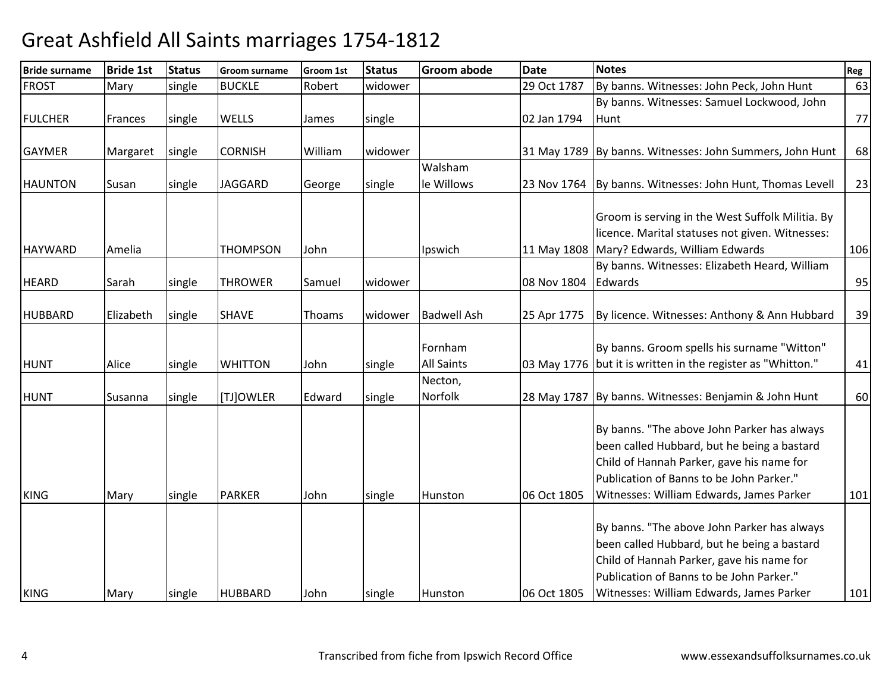# Great Ashfield All Saints marriages 1754-1812

| Bride surname | Bride 1st | Status | Groom surname | Groom 1st | Status | Groom abode | Date | Notes | Reg |
|---|---|---|---|---|---|---|---|---|---|
| FROST | Mary | single | BUCKLE | Robert | widower | | 29 Oct 1787 | By banns. Witnesses: John Peck, John Hunt | 63 |
| FULCHER | Frances | single | WELLS | James | single | | 02 Jan 1794 | By banns. Witnesses: Samuel Lockwood, John Hunt | 77 |
| GAYMER | Margaret | single | CORNISH | William | widower | | 31 May 1789 | By banns. Witnesses: John Summers, John Hunt | 68 |
| HAUNTON | Susan | single | JAGGARD | George | single | Walsham le Willows | 23 Nov 1764 | By banns. Witnesses: John Hunt, Thomas Levell | 23 |
| HAYWARD | Amelia | | THOMPSON | John | | Ipswich | 11 May 1808 | Groom is serving in the West Suffolk Militia. By licence. Marital statuses not given. Witnesses: Mary? Edwards, William Edwards | 106 |
| HEARD | Sarah | single | THROWER | Samuel | widower | | 08 Nov 1804 | By banns. Witnesses: Elizabeth Heard, William Edwards | 95 |
| HUBBARD | Elizabeth | single | SHAVE | Thoams | widower | Badwell Ash | 25 Apr 1775 | By licence. Witnesses: Anthony & Ann Hubbard | 39 |
| HUNT | Alice | single | WHITTON | John | single | Fornham All Saints | 03 May 1776 | By banns. Groom spells his surname "Witton" but it is written in the register as "Whitton." | 41 |
| HUNT | Susanna | single | [TJ]OWLER | Edward | single | Necton, Norfolk | 28 May 1787 | By banns. Witnesses: Benjamin & John Hunt | 60 |
| KING | Mary | single | PARKER | John | single | Hunston | 06 Oct 1805 | By banns. "The above John Parker has always been called Hubbard, but he being a bastard Child of Hannah Parker, gave his name for Publication of Banns to be John Parker." Witnesses: William Edwards, James Parker | 101 |
| KING | Mary | single | HUBBARD | John | single | Hunston | 06 Oct 1805 | By banns. "The above John Parker has always been called Hubbard, but he being a bastard Child of Hannah Parker, gave his name for Publication of Banns to be John Parker." Witnesses: William Edwards, James Parker | 101 |

Transcribed from fiche from Ipswich Record Office

www.essexandsuffolksurnames.co.uk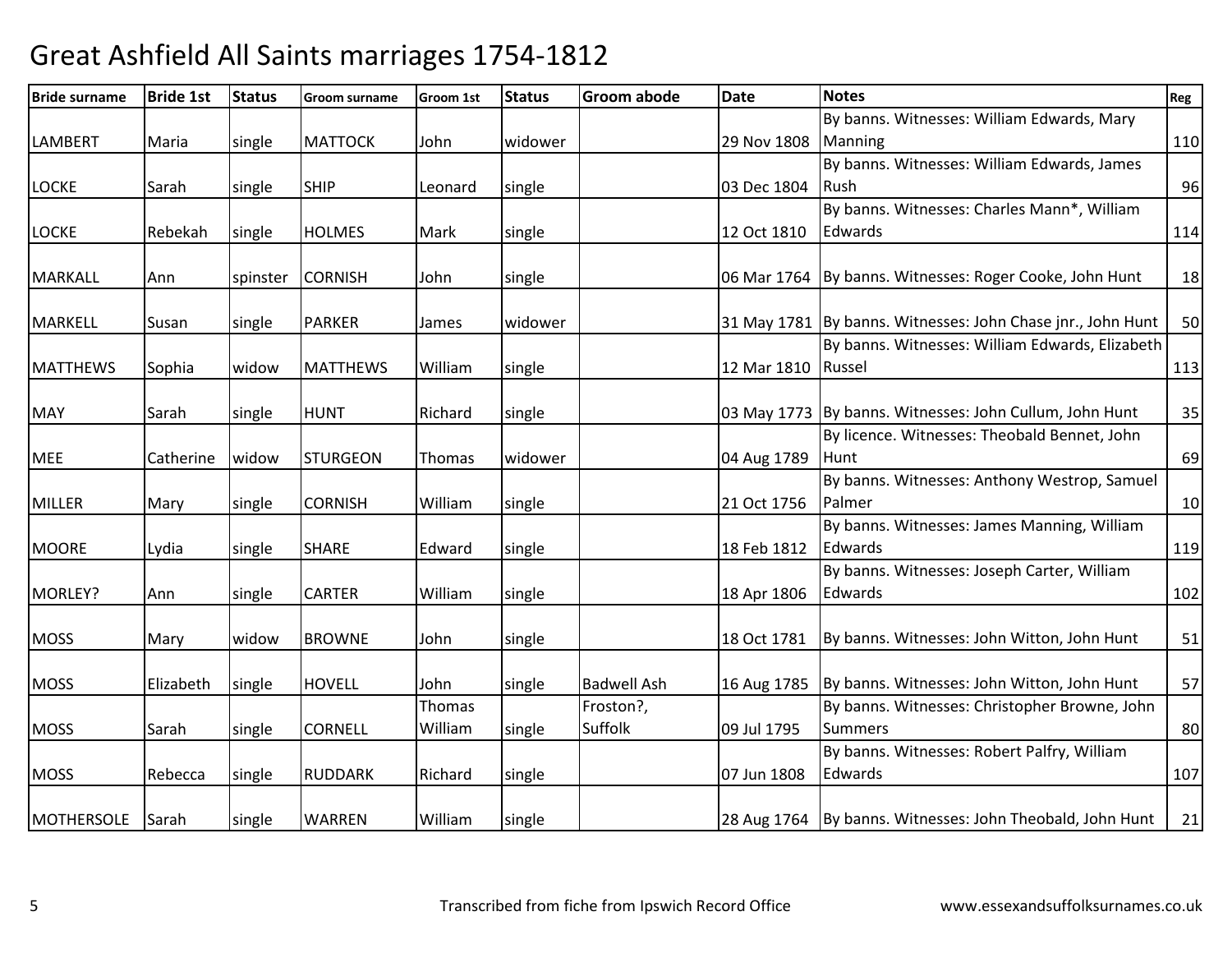# Great Ashfield All Saints marriages 1754-1812

| Bride surname | Bride 1st | Status | Groom surname | Groom 1st | Status | Groom abode | Date | Notes | Reg |
|---|---|---|---|---|---|---|---|---|---|
| LAMBERT | Maria | single | MATTOCK | John | widower | | 29 Nov 1808 | By banns. Witnesses: William Edwards, Mary Manning | 110 |
| LOCKE | Sarah | single | SHIP | Leonard | single | | 03 Dec 1804 | By banns. Witnesses: William Edwards, James Rush | 96 |
| LOCKE | Rebekah | single | HOLMES | Mark | single | | 12 Oct 1810 | By banns. Witnesses: Charles Mann*, William Edwards | 114 |
| MARKALL | Ann | spinster | CORNISH | John | single | | 06 Mar 1764 | By banns. Witnesses: Roger Cooke, John Hunt | 18 |
| MARKELL | Susan | single | PARKER | James | widower | | 31 May 1781 | By banns. Witnesses: John Chase jnr., John Hunt | 50 |
| MATTHEWS | Sophia | widow | MATTHEWS | William | single | | 12 Mar 1810 | By banns. Witnesses: William Edwards, Elizabeth Russel | 113 |
| MAY | Sarah | single | HUNT | Richard | single | | 03 May 1773 | By banns. Witnesses: John Cullum, John Hunt | 35 |
| MEE | Catherine | widow | STURGEON | Thomas | widower | | 04 Aug 1789 | By licence. Witnesses: Theobald Bennet, John Hunt | 69 |
| MILLER | Mary | single | CORNISH | William | single | | 21 Oct 1756 | By banns. Witnesses: Anthony Westrop, Samuel Palmer | 10 |
| MOORE | Lydia | single | SHARE | Edward | single | | 18 Feb 1812 | By banns. Witnesses: James Manning, William Edwards | 119 |
| MORLEY? | Ann | single | CARTER | William | single | | 18 Apr 1806 | By banns. Witnesses: Joseph Carter, William Edwards | 102 |
| MOSS | Mary | widow | BROWNE | John | single | | 18 Oct 1781 | By banns. Witnesses: John Witton, John Hunt | 51 |
| MOSS | Elizabeth | single | HOVELL | John | single | Badwell Ash | 16 Aug 1785 | By banns. Witnesses: John Witton, John Hunt | 57 |
| MOSS | Sarah | single | CORNELL | Thomas William | single | Froston?, Suffolk | 09 Jul 1795 | By banns. Witnesses: Christopher Browne, John Summers | 80 |
| MOSS | Rebecca | single | RUDDARK | Richard | single | | 07 Jun 1808 | By banns. Witnesses: Robert Palfry, William Edwards | 107 |
| MOTHERSOLE | Sarah | single | WARREN | William | single | | 28 Aug 1764 | By banns. Witnesses: John Theobald, John Hunt | 21 |

Transcribed from fiche from Ipswich Record Office

www.essexandsuffolksurnames.co.uk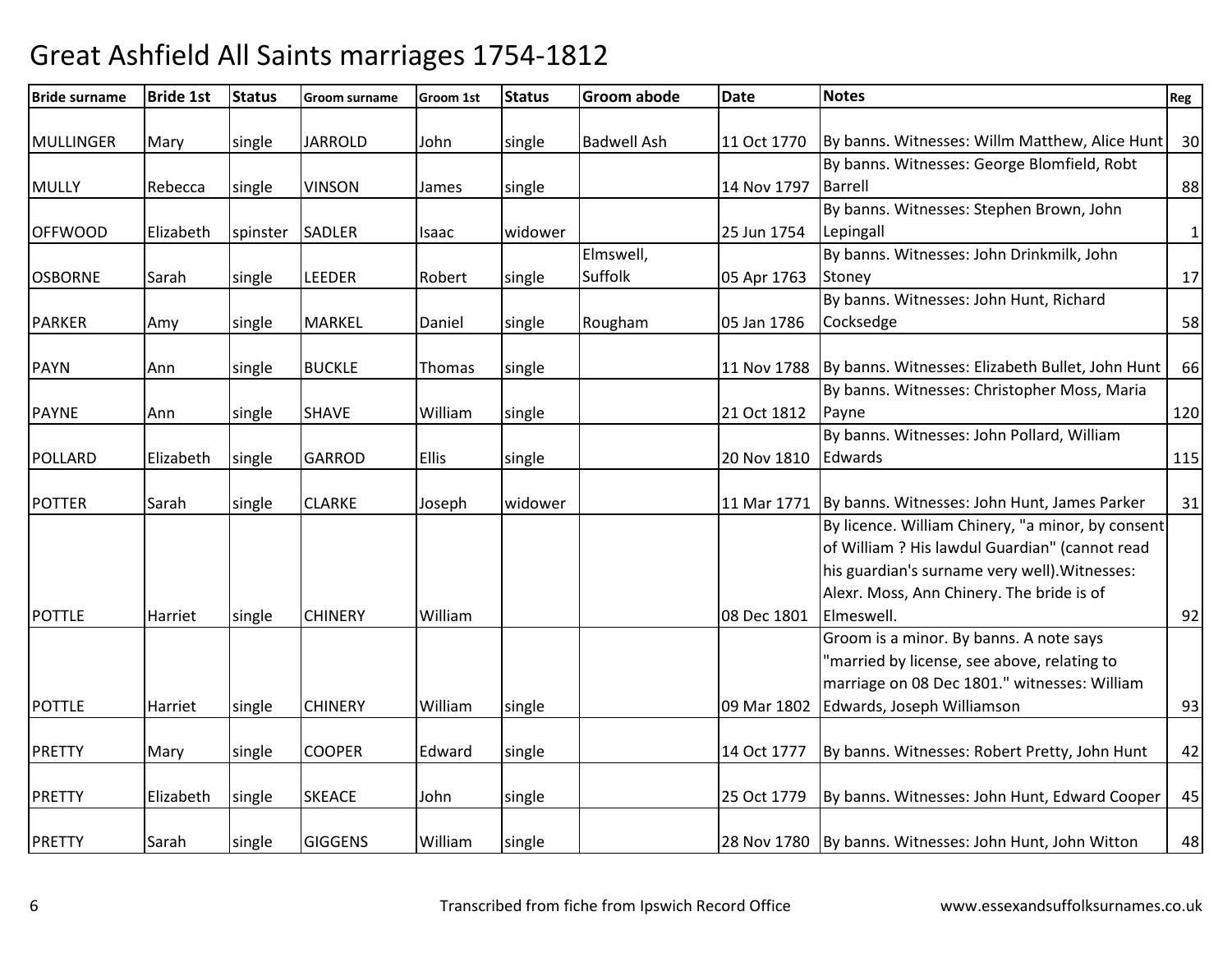# Great Ashfield All Saints marriages 1754-1812

| Bride surname | Bride 1st | Status | Groom surname | Groom 1st | Status | Groom abode | Date | Notes | Reg |
|---|---|---|---|---|---|---|---|---|---|
| MULLINGER | Mary | single | JARROLD | John | single | Badwell Ash | 11 Oct 1770 | By banns. Witnesses: Willm Matthew, Alice Hunt | 30 |
| MULLY | Rebecca | single | VINSON | James | single | | 14 Nov 1797 | By banns. Witnesses: George Blomfield, Robt Barrell | 88 |
| OFFWOOD | Elizabeth | spinster | SADLER | Isaac | widower | | 25 Jun 1754 | By banns. Witnesses: Stephen Brown, John Lepingall | 1 |
| OSBORNE | Sarah | single | LEEDER | Robert | single | Elmswell, Suffolk | 05 Apr 1763 | By banns. Witnesses: John Drinkmilk, John Stoney | 17 |
| PARKER | Amy | single | MARKEL | Daniel | single | Rougham | 05 Jan 1786 | By banns. Witnesses: John Hunt, Richard Cocksedge | 58 |
| PAYN | Ann | single | BUCKLE | Thomas | single | | 11 Nov 1788 | By banns. Witnesses: Elizabeth Bullet, John Hunt | 66 |
| PAYNE | Ann | single | SHAVE | William | single | | 21 Oct 1812 | By banns. Witnesses: Christopher Moss, Maria Payne | 120 |
| POLLARD | Elizabeth | single | GARROD | Ellis | single | | 20 Nov 1810 | By banns. Witnesses: John Pollard, William Edwards | 115 |
| POTTER | Sarah | single | CLARKE | Joseph | widower | | 11 Mar 1771 | By banns. Witnesses: John Hunt, James Parker | 31 |
| POTTLE | Harriet | single | CHINERY | William | | | 08 Dec 1801 | By licence. William Chinery, "a minor, by consent of William ? His lawdul Guardian" (cannot read his guardian's surname very well).Witnesses: Alexr. Moss, Ann Chinery. The bride is of Elmeswell. | 92 |
| POTTLE | Harriet | single | CHINERY | William | single | | 09 Mar 1802 | Groom is a minor. By banns. A note says "married by license, see above, relating to marriage on 08 Dec 1801." witnesses: William Edwards, Joseph Williamson | 93 |
| PRETTY | Mary | single | COOPER | Edward | single | | 14 Oct 1777 | By banns. Witnesses: Robert Pretty, John Hunt | 42 |
| PRETTY | Elizabeth | single | SKEACE | John | single | | 25 Oct 1779 | By banns. Witnesses: John Hunt, Edward Cooper | 45 |
| PRETTY | Sarah | single | GIGGENS | William | single | | 28 Nov 1780 | By banns. Witnesses: John Hunt, John Witton | 48 |

Transcribed from fiche from Ipswich Record Office www.essexandsuffolksurnames.co.uk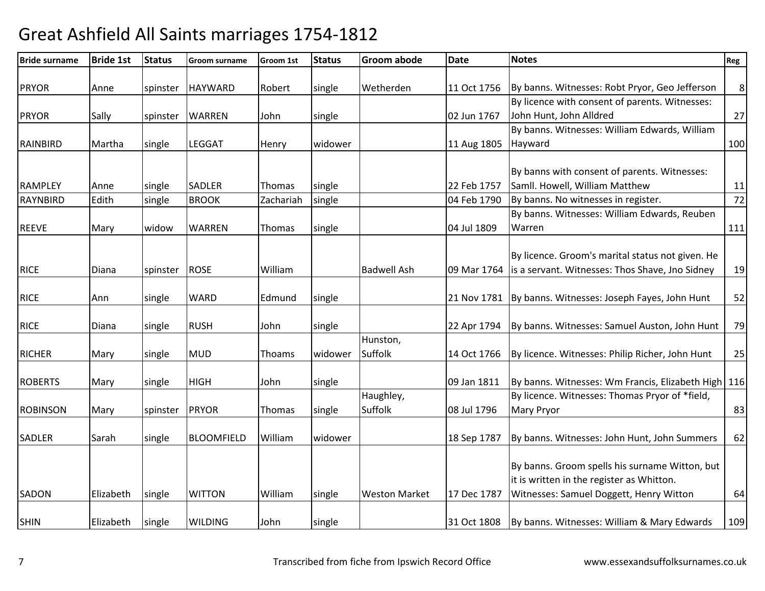# Great Ashfield All Saints marriages 1754-1812

| Bride surname | Bride 1st | Status | Groom surname | Groom 1st | Status | Groom abode | Date | Notes | Reg |
|---|---|---|---|---|---|---|---|---|---|
| PRYOR | Anne | spinster | HAYWARD | Robert | single | Wetherden | 11 Oct 1756 | By banns. Witnesses: Robt Pryor, Geo Jefferson | 8 |
| PRYOR | Sally | spinster | WARREN | John | single | | 02 Jun 1767 | By licence with consent of parents. Witnesses: John Hunt, John Alldred | 27 |
| RAINBIRD | Martha | single | LEGGAT | Henry | widower | | 11 Aug 1805 | By banns. Witnesses: William Edwards, William Hayward | 100 |
| RAMPLEY | Anne | single | SADLER | Thomas | single | | 22 Feb 1757 | By banns with consent of parents. Witnesses: Samll. Howell, William Matthew | 11 |
| RAYNBIRD | Edith | single | BROOK | Zachariah | single | | 04 Feb 1790 | By banns. No witnesses in register. | 72 |
| REEVE | Mary | widow | WARREN | Thomas | single | | 04 Jul 1809 | By banns. Witnesses: William Edwards, Reuben Warren | 111 |
| RICE | Diana | spinster | ROSE | William | | Badwell Ash | 09 Mar 1764 | By licence. Groom's marital status not given. He is a servant. Witnesses: Thos Shave, Jno Sidney | 19 |
| RICE | Ann | single | WARD | Edmund | single | | 21 Nov 1781 | By banns. Witnesses: Joseph Fayes, John Hunt | 52 |
| RICE | Diana | single | RUSH | John | single | | 22 Apr 1794 | By banns. Witnesses: Samuel Auston, John Hunt | 79 |
| RICHER | Mary | single | MUD | Thoams | widower | Hunston, Suffolk | 14 Oct 1766 | By licence. Witnesses: Philip Richer, John Hunt | 25 |
| ROBERTS | Mary | single | HIGH | John | single | | 09 Jan 1811 | By banns. Witnesses: Wm Francis, Elizabeth High | 116 |
| ROBINSON | Mary | spinster | PRYOR | Thomas | single | Haughley, Suffolk | 08 Jul 1796 | By licence. Witnesses: Thomas Pryor of *field, Mary Pryor | 83 |
| SADLER | Sarah | single | BLOOMFIELD | William | widower | | 18 Sep 1787 | By banns. Witnesses: John Hunt, John Summers | 62 |
| SADON | Elizabeth | single | WITTON | William | single | Weston Market | 17 Dec 1787 | By banns. Groom spells his surname Witton, but it is written in the register as Whitton. Witnesses: Samuel Doggett, Henry Witton | 64 |
| SHIN | Elizabeth | single | WILDING | John | single | | 31 Oct 1808 | By banns. Witnesses: William & Mary Edwards | 109 |

Transcribed from fiche from Ipswich Record Office www.essexandsuffolksurnames.co.uk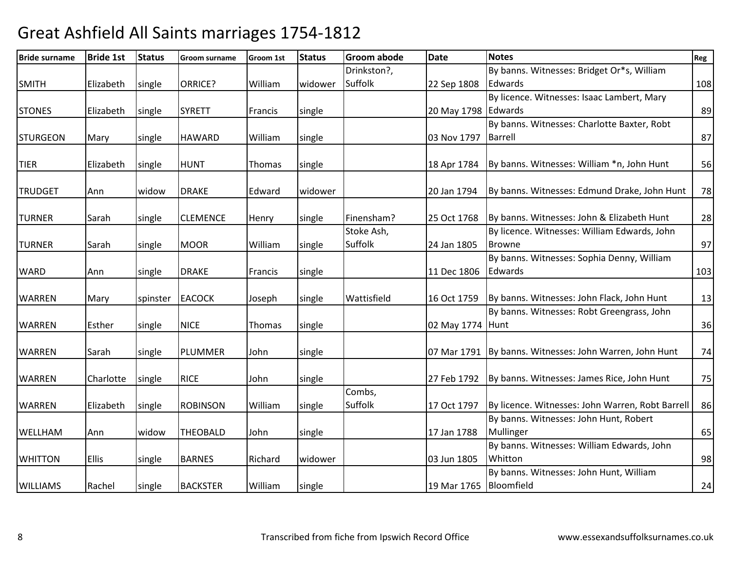# Great Ashfield All Saints marriages 1754-1812

| Bride surname | Bride 1st | Status | Groom surname | Groom 1st | Status | Groom abode | Date | Notes | Reg |
|---|---|---|---|---|---|---|---|---|---|
| SMITH | Elizabeth | single | ORRICE? | William | widower | Drinkston?, Suffolk | 22 Sep 1808 | By banns. Witnesses: Bridget Or*s, William Edwards | 108 |
| STONES | Elizabeth | single | SYRETT | Francis | single | | 20 May 1798 | By licence. Witnesses: Isaac Lambert, Mary Edwards | 89 |
| STURGEON | Mary | single | HAWARD | William | single | | 03 Nov 1797 | By banns. Witnesses: Charlotte Baxter, Robt Barrell | 87 |
| TIER | Elizabeth | single | HUNT | Thomas | single | | 18 Apr 1784 | By banns. Witnesses: William *n, John Hunt | 56 |
| TRUDGET | Ann | widow | DRAKE | Edward | widower | | 20 Jan 1794 | By banns. Witnesses: Edmund Drake, John Hunt | 78 |
| TURNER | Sarah | single | CLEMENCE | Henry | single | Finensham? | 25 Oct 1768 | By banns. Witnesses: John & Elizabeth Hunt | 28 |
| TURNER | Sarah | single | MOOR | William | single | Stoke Ash, Suffolk | 24 Jan 1805 | By licence. Witnesses: William Edwards, John Browne | 97 |
| WARD | Ann | single | DRAKE | Francis | single | | 11 Dec 1806 | By banns. Witnesses: Sophia Denny, William Edwards | 103 |
| WARREN | Mary | spinster | EACOCK | Joseph | single | Wattisfield | 16 Oct 1759 | By banns. Witnesses: John Flack, John Hunt | 13 |
| WARREN | Esther | single | NICE | Thomas | single | | 02 May 1774 | By banns. Witnesses: Robt Greengrass, John Hunt | 36 |
| WARREN | Sarah | single | PLUMMER | John | single | | 07 Mar 1791 | By banns. Witnesses: John Warren, John Hunt | 74 |
| WARREN | Charlotte | single | RICE | John | single | | 27 Feb 1792 | By banns. Witnesses: James Rice, John Hunt | 75 |
| WARREN | Elizabeth | single | ROBINSON | William | single | Combs, Suffolk | 17 Oct 1797 | By licence. Witnesses: John Warren, Robt Barrell | 86 |
| WELLHAM | Ann | widow | THEOBALD | John | single | | 17 Jan 1788 | By banns. Witnesses: John Hunt, Robert Mullinger | 65 |
| WHITTON | Ellis | single | BARNES | Richard | widower | | 03 Jun 1805 | By banns. Witnesses: William Edwards, John Whitton | 98 |
| WILLIAMS | Rachel | single | BACKSTER | William | single | | 19 Mar 1765 | By banns. Witnesses: John Hunt, William Bloomfield | 24 |

Transcribed from fiche from Ipswich Record Office www.essexandsuffolksurnames.co.uk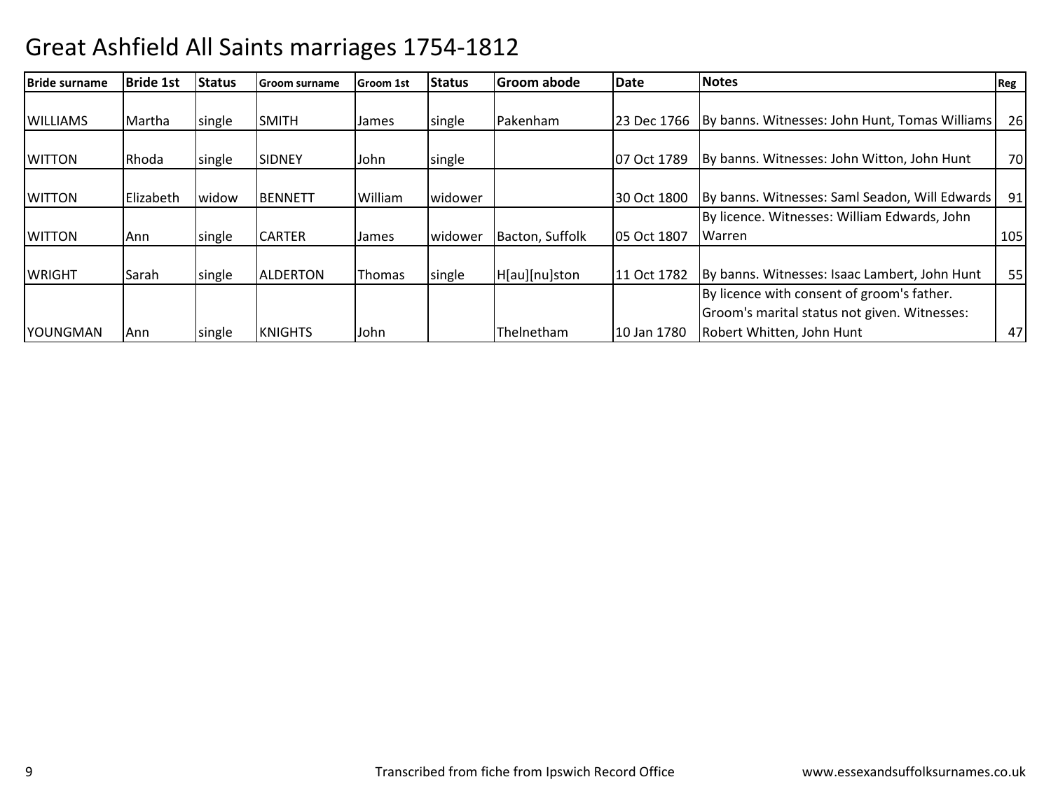# Great Ashfield All Saints marriages 1754-1812

| Bride surname | Bride 1st | Status | Groom surname | Groom 1st | Status | Groom abode | Date | Notes | Reg |
|---|---|---|---|---|---|---|---|---|---|
| WILLIAMS | Martha | single | SMITH | James | single | Pakenham | 23 Dec 1766 | By banns. Witnesses: John Hunt, Tomas Williams | 26 |
| WITTON | Rhoda | single | SIDNEY | John | single | | 07 Oct 1789 | By banns. Witnesses: John Witton, John Hunt | 70 |
| WITTON | Elizabeth | widow | BENNETT | William | widower | | 30 Oct 1800 | By banns. Witnesses: Saml Seadon, Will Edwards | 91 |
| WITTON | Ann | single | CARTER | James | widower | Bacton, Suffolk | 05 Oct 1807 | By licence. Witnesses: William Edwards, John Warren | 105 |
| WRIGHT | Sarah | single | ALDERTON | Thomas | single | H[au][nu]ston | 11 Oct 1782 | By banns. Witnesses: Isaac Lambert, John Hunt | 55 |
| YOUNGMAN | Ann | single | KNIGHTS | John | | Thelnetham | 10 Jan 1780 | By licence with consent of groom's father. Groom's marital status not given. Witnesses: Robert Whitten, John Hunt | 47 |

Transcribed from fiche from Ipswich Record Office

www.essexandsuffolksurnames.co.uk